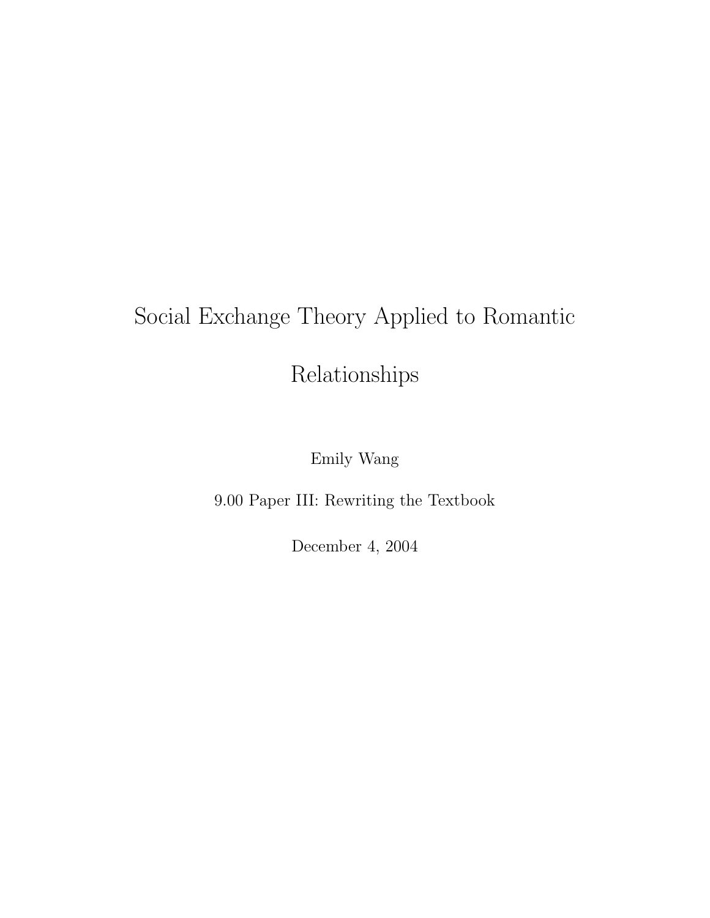# Social Exchange Theory Applied to Romantic Relationships

Emily Wang

9.00 Paper III: Rewriting the Textbook

December 4, 2004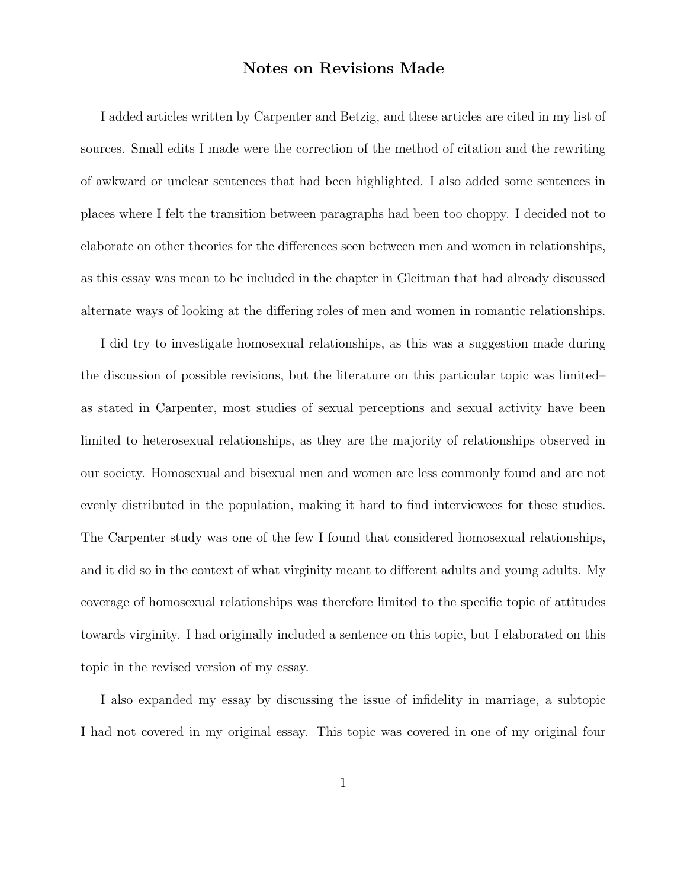# Notes on Revisions Made

I added articles written by Carpenter and Betzig, and these articles are cited in my list of sources. Small edits I made were the correction of the method of citation and the rewriting of awkward or unclear sentences that had been highlighted. I also added some sentences in places where I felt the transition between paragraphs had been too choppy. I decided not to elaborate on other theories for the differences seen between men and women in relationships, as this essay was mean to be included in the chapter in Gleitman that had already discussed alternate ways of looking at the differing roles of men and women in romantic relationships.

I did try to investigate homosexual relationships, as this was a suggestion made during the discussion of possible revisions, but the literature on this particular topic was limited– as stated in Carpenter, most studies of sexual perceptions and sexual activity have been limited to heterosexual relationships, as they are the majority of relationships observed in our society. Homosexual and bisexual men and women are less commonly found and are not evenly distributed in the population, making it hard to find interviewees for these studies. The Carpenter study was one of the few I found that considered homosexual relationships, and it did so in the context of what virginity meant to different adults and young adults. My coverage of homosexual relationships was therefore limited to the specific topic of attitudes towards virginity. I had originally included a sentence on this topic, but I elaborated on this topic in the revised version of my essay.

I also expanded my essay by discussing the issue of infidelity in marriage, a subtopic I had not covered in my original essay. This topic was covered in one of my original four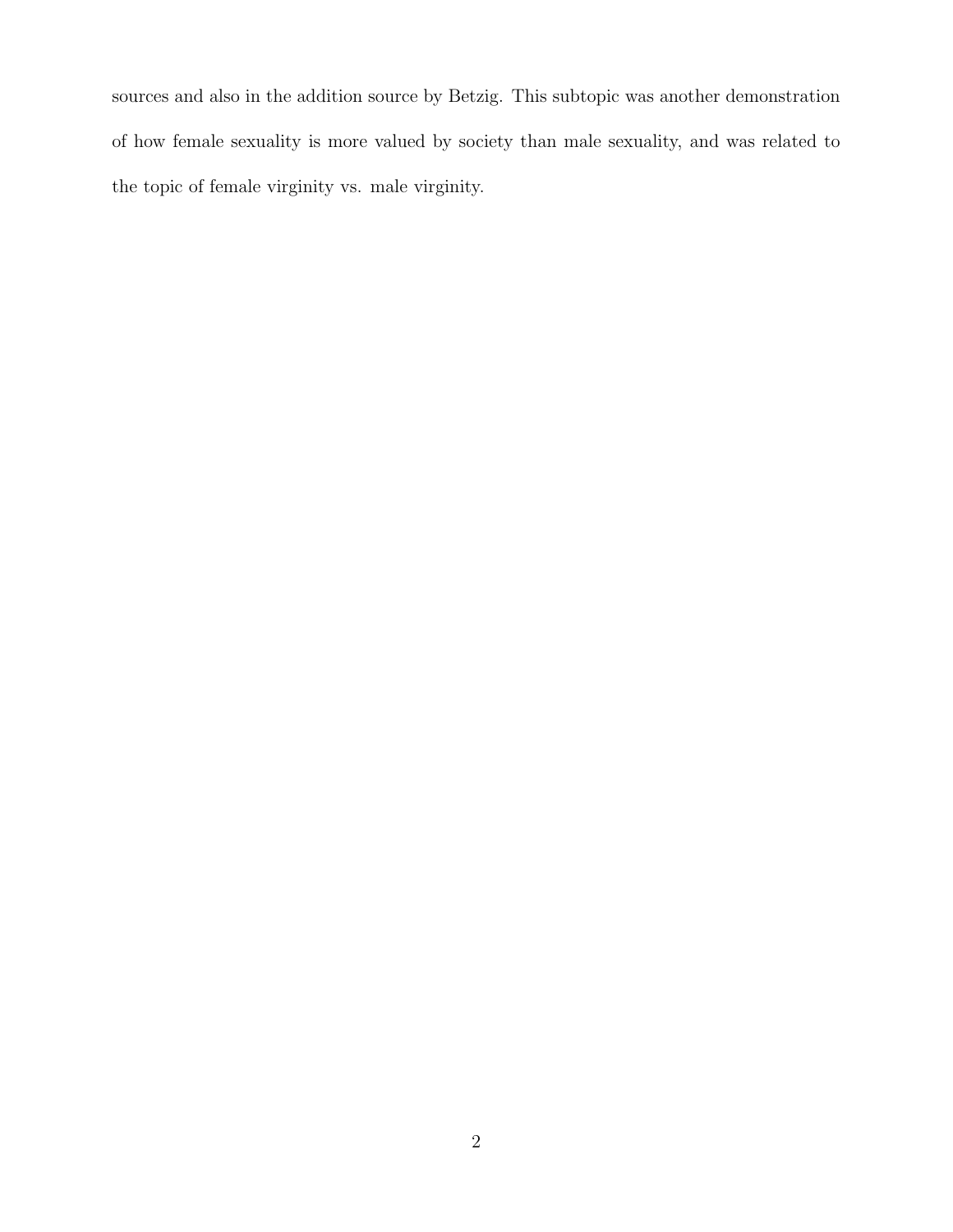sources and also in the addition source by Betzig. This subtopic was another demonstration of how female sexuality is more valued by society than male sexuality, and was related to the topic of female virginity vs. male virginity.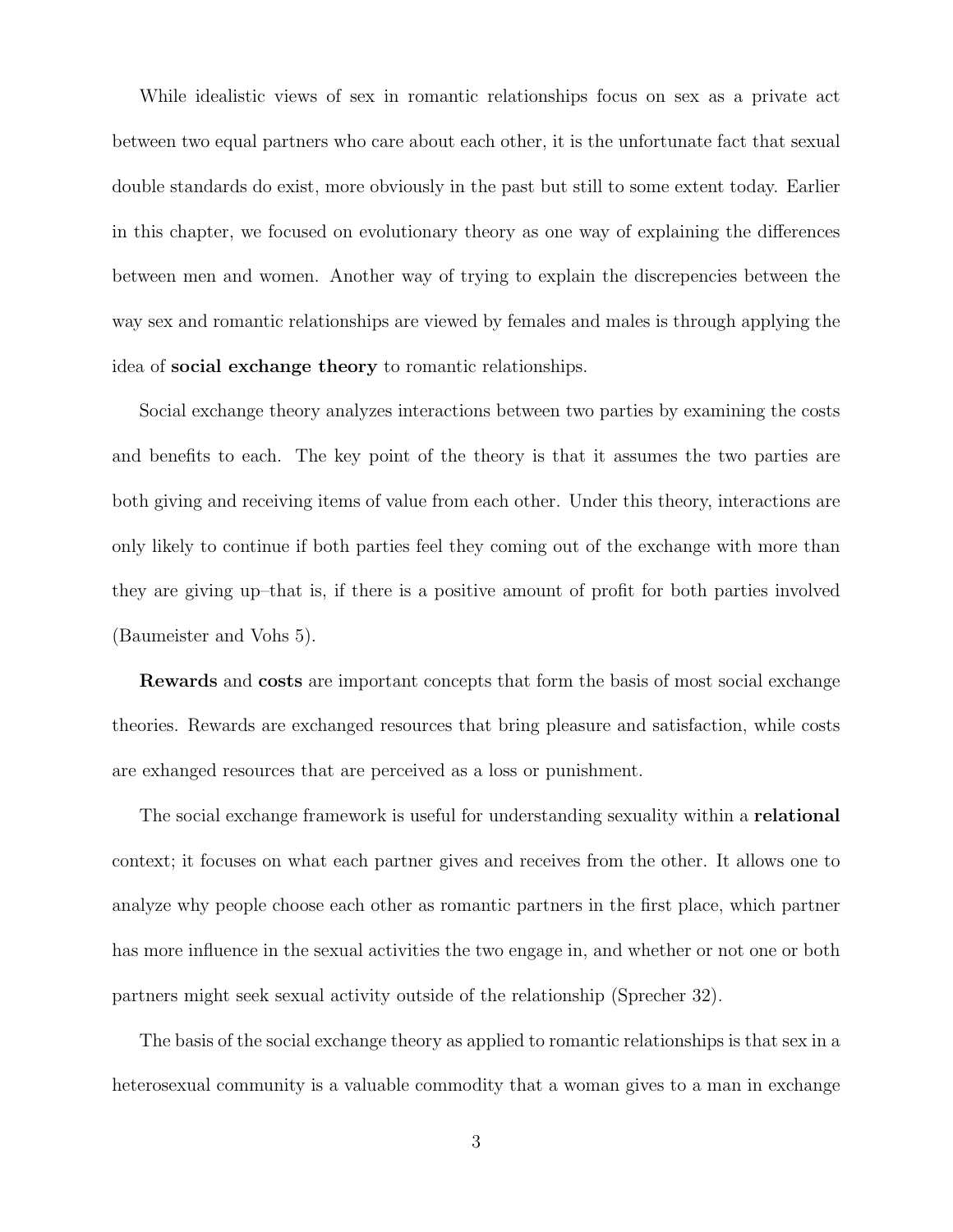While idealistic views of sex in romantic relationships focus on sex as a private act between two equal partners who care about each other, it is the unfortunate fact that sexual double standards do exist, more obviously in the past but still to some extent today. Earlier in this chapter, we focused on evolutionary theory as one way of explaining the differences between men and women. Another way of trying to explain the discrepencies between the way sex and romantic relationships are viewed by females and males is through applying the idea of **social exchange theory** to romantic relationships.

Social exchange theory analyzes interactions between two parties by examining the costs and benefits to each. The key point of the theory is that it assumes the two parties are both giving and receiving items of value from each other. Under this theory, interactions are only likely to continue if both parties feel they coming out of the exchange with more than they are giving up–that is, if there is a positive amount of profit for both parties involved (Baumeister and Vohs 5).

**Rewards** and **costs** are important concepts that form the basis of most social exchange theories. Rewards are exchanged resources that bring pleasure and satisfaction, while costs are exhanged resources that are perceived as a loss or punishment.

The social exchange framework is useful for understanding sexuality within a **relational** context; it focuses on what each partner gives and receives from the other. It allows one to analyze why people choose each other as romantic partners in the first place, which partner has more influence in the sexual activities the two engage in, and whether or not one or both partners might seek sexual activity outside of the relationship (Sprecher 32).

The basis of the social exchange theory as applied to romantic relationships is that sex in a heterosexual community is a valuable commodity that a woman gives to a man in exchange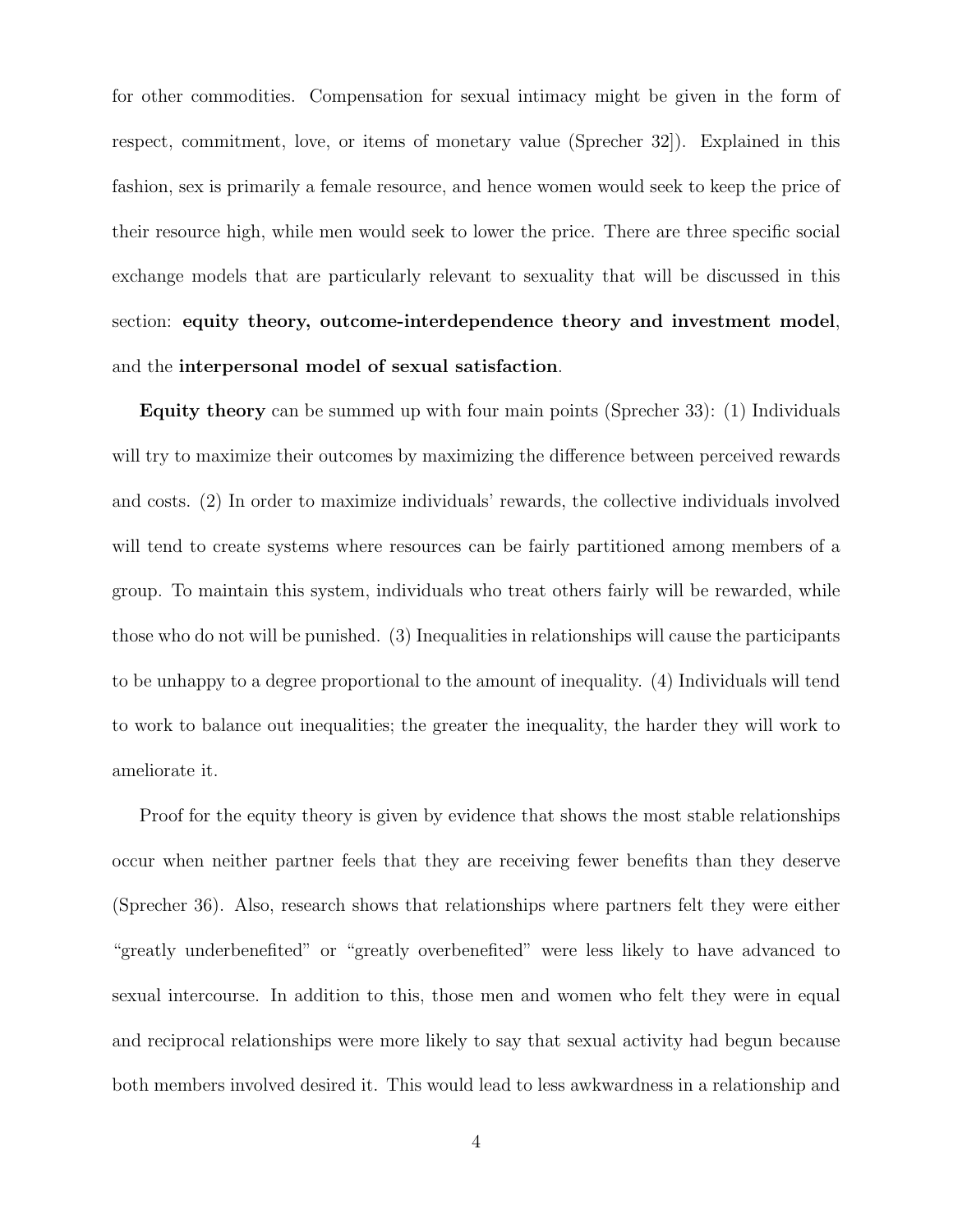for other commodities. Compensation for sexual intimacy might be given in the form of respect, commitment, love, or items of monetary value (Sprecher 32]). Explained in this fashion, sex is primarily a female resource, and hence women would seek to keep the price of their resource high, while men would seek to lower the price. There are three specific social exchange models that are particularly relevant to sexuality that will be discussed in this section: **equity theory, outcome-interdependence theory and investment model**, and the **interpersonal model of sexual satisfaction**.

**Equity theory** can be summed up with four main points (Sprecher 33): (1) Individuals will try to maximize their outcomes by maximizing the difference between perceived rewards and costs. (2) In order to maximize individuals' rewards, the collective individuals involved will tend to create systems where resources can be fairly partitioned among members of a group. To maintain this system, individuals who treat others fairly will be rewarded, while those who do not will be punished. (3) Inequalities in relationships will cause the participants to be unhappy to a degree proportional to the amount of inequality. (4) Individuals will tend to work to balance out inequalities; the greater the inequality, the harder they will work to ameliorate it.

Proof for the equity theory is given by evidence that shows the most stable relationships occur when neither partner feels that they are receiving fewer benefits than they deserve (Sprecher 36). Also, research shows that relationships where partners felt they were either "greatly underbenefited" or "greatly overbenefited" were less likely to have advanced to sexual intercourse. In addition to this, those men and women who felt they were in equal and reciprocal relationships were more likely to say that sexual activity had begun because both members involved desired it. This would lead to less awkwardness in a relationship and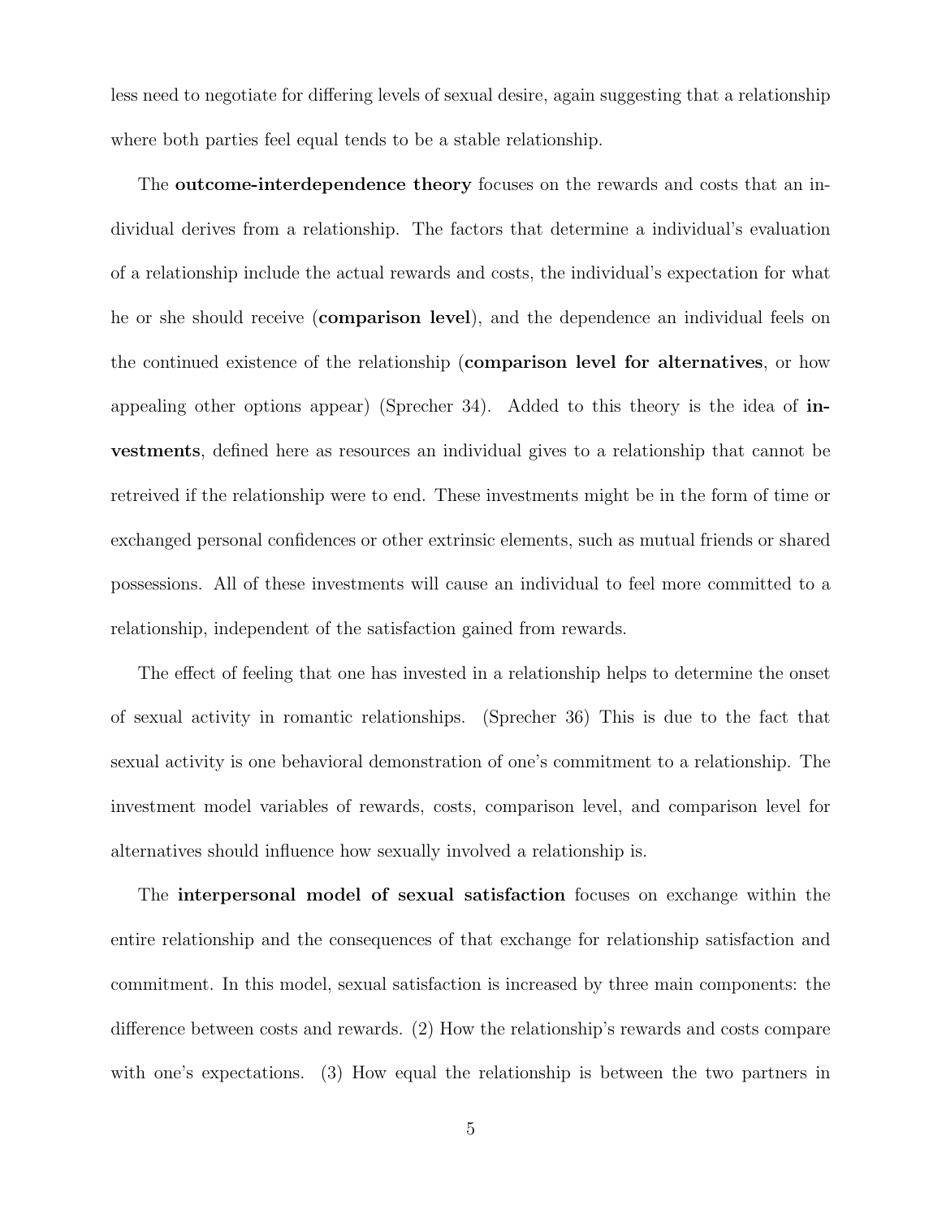less need to negotiate for differing levels of sexual desire, again suggesting that a relationship where both parties feel equal tends to be a stable relationship.

The **outcome-interdependence theory** focuses on the rewards and costs that an individual derives from a relationship. The factors that determine a individual's evaluation of a relationship include the actual rewards and costs, the individual's expectation for what he or she should receive (**comparison level**), and the dependence an individual feels on the continued existence of the relationship (**comparison level for alternatives**, or how appealing other options appear) (Sprecher 34). Added to this theory is the idea of **investments**, defined here as resources an individual gives to a relationship that cannot be retreived if the relationship were to end. These investments might be in the form of time or exchanged personal confidences or other extrinsic elements, such as mutual friends or shared possessions. All of these investments will cause an individual to feel more committed to a relationship, independent of the satisfaction gained from rewards.

The effect of feeling that one has invested in a relationship helps to determine the onset of sexual activity in romantic relationships. (Sprecher 36) This is due to the fact that sexual activity is one behavioral demonstration of one's commitment to a relationship. The investment model variables of rewards, costs, comparison level, and comparison level for alternatives should influence how sexually involved a relationship is.

The **interpersonal model of sexual satisfaction** focuses on exchange within the entire relationship and the consequences of that exchange for relationship satisfaction and commitment. In this model, sexual satisfaction is increased by three main components: the difference between costs and rewards. (2) How the relationship's rewards and costs compare with one's expectations. (3) How equal the relationship is between the two partners in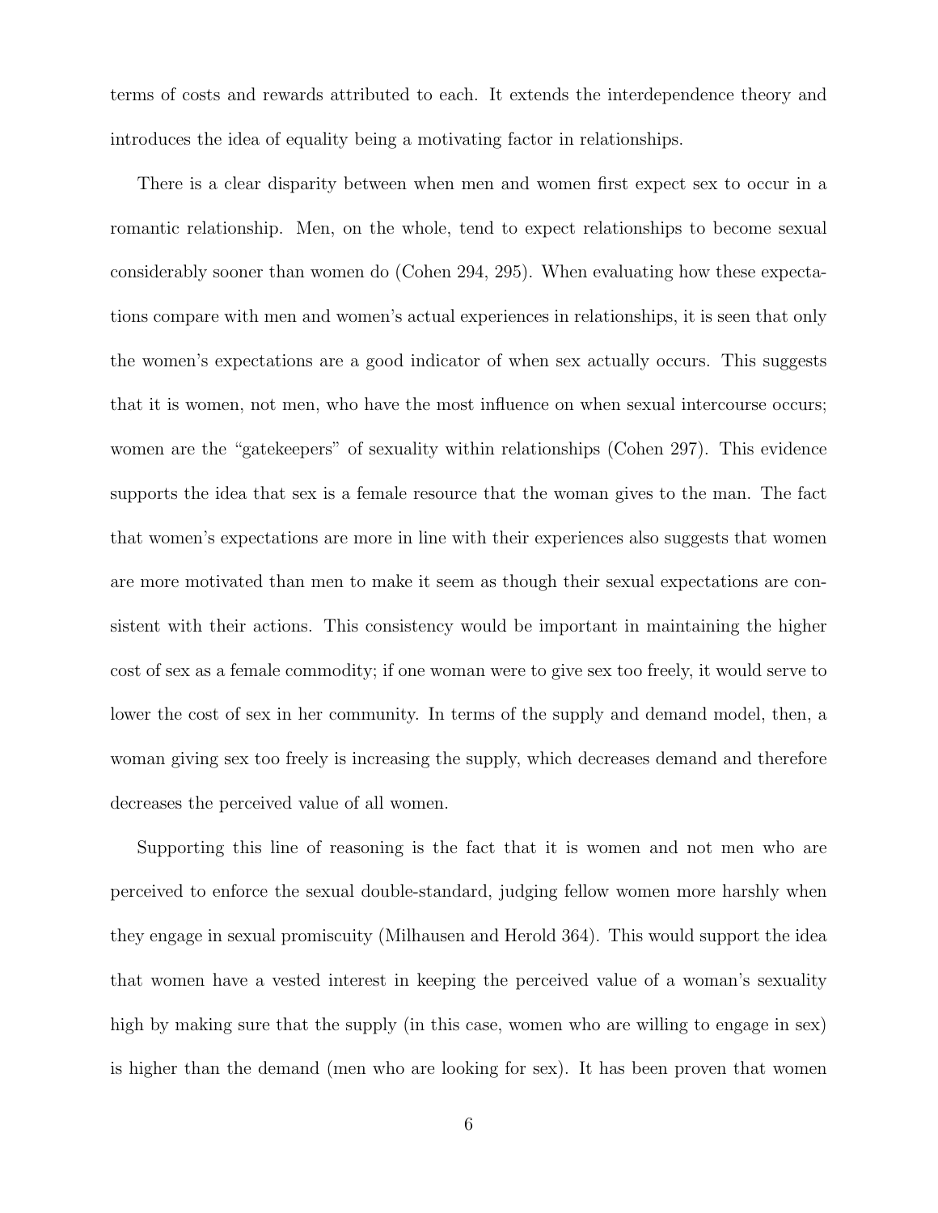terms of costs and rewards attributed to each. It extends the interdependence theory and introduces the idea of equality being a motivating factor in relationships.

There is a clear disparity between when men and women first expect sex to occur in a romantic relationship. Men, on the whole, tend to expect relationships to become sexual considerably sooner than women do (Cohen 294, 295). When evaluating how these expectations compare with men and women's actual experiences in relationships, it is seen that only the women's expectations are a good indicator of when sex actually occurs. This suggests that it is women, not men, who have the most influence on when sexual intercourse occurs; women are the "gatekeepers" of sexuality within relationships (Cohen 297). This evidence supports the idea that sex is a female resource that the woman gives to the man. The fact that women's expectations are more in line with their experiences also suggests that women are more motivated than men to make it seem as though their sexual expectations are consistent with their actions. This consistency would be important in maintaining the higher cost of sex as a female commodity; if one woman were to give sex too freely, it would serve to lower the cost of sex in her community. In terms of the supply and demand model, then, a woman giving sex too freely is increasing the supply, which decreases demand and therefore decreases the perceived value of all women.

Supporting this line of reasoning is the fact that it is women and not men who are perceived to enforce the sexual double-standard, judging fellow women more harshly when they engage in sexual promiscuity (Milhausen and Herold 364). This would support the idea that women have a vested interest in keeping the perceived value of a woman's sexuality high by making sure that the supply (in this case, women who are willing to engage in sex) is higher than the demand (men who are looking for sex). It has been proven that women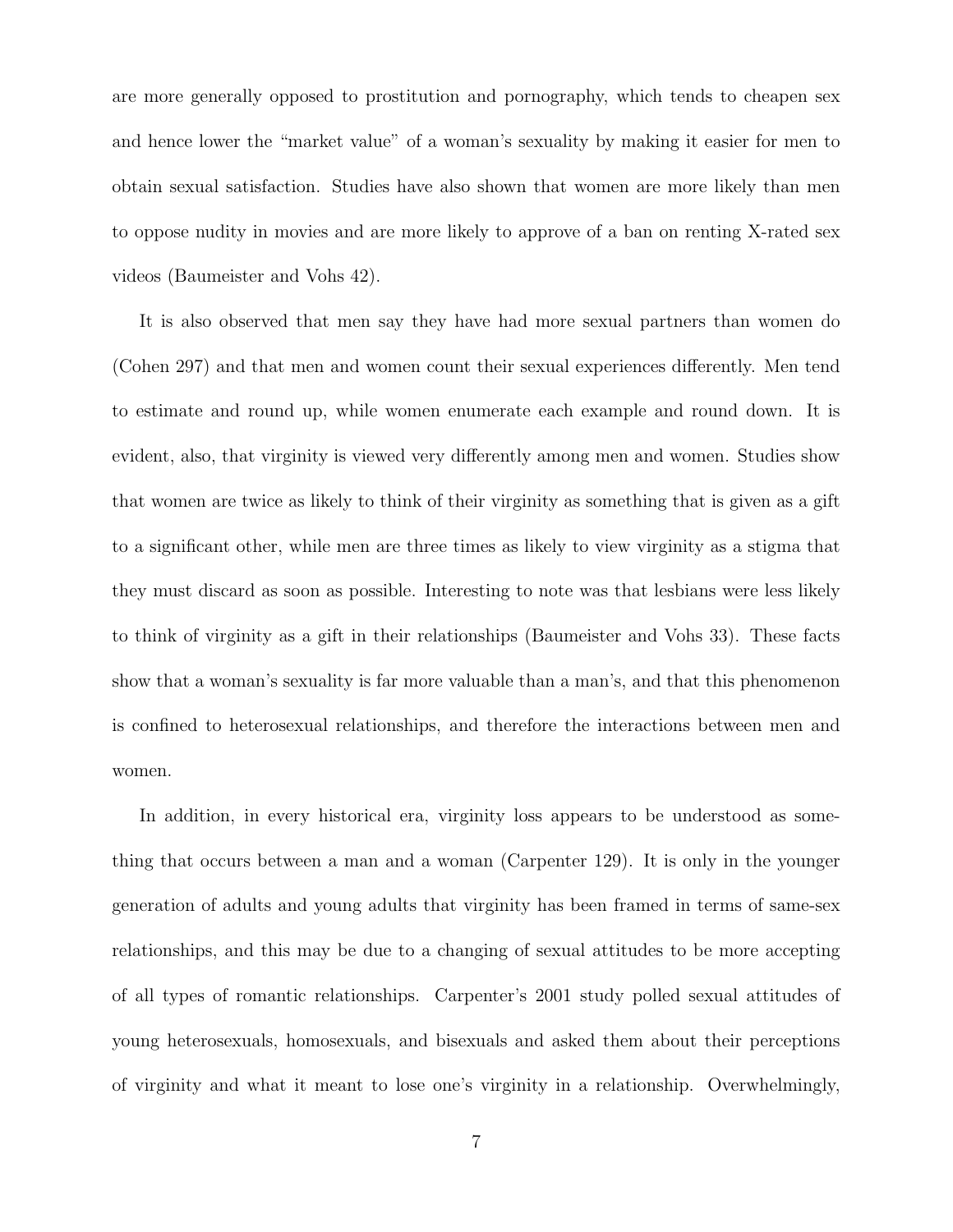are more generally opposed to prostitution and pornography, which tends to cheapen sex and hence lower the "market value" of a woman's sexuality by making it easier for men to obtain sexual satisfaction. Studies have also shown that women are more likely than men to oppose nudity in movies and are more likely to approve of a ban on renting X-rated sex videos (Baumeister and Vohs 42).

It is also observed that men say they have had more sexual partners than women do (Cohen 297) and that men and women count their sexual experiences differently. Men tend to estimate and round up, while women enumerate each example and round down. It is evident, also, that virginity is viewed very differently among men and women. Studies show that women are twice as likely to think of their virginity as something that is given as a gift to a significant other, while men are three times as likely to view virginity as a stigma that they must discard as soon as possible. Interesting to note was that lesbians were less likely to think of virginity as a gift in their relationships (Baumeister and Vohs 33). These facts show that a woman's sexuality is far more valuable than a man's, and that this phenomenon is confined to heterosexual relationships, and therefore the interactions between men and women.

In addition, in every historical era, virginity loss appears to be understood as something that occurs between a man and a woman (Carpenter 129). It is only in the younger generation of adults and young adults that virginity has been framed in terms of same-sex relationships, and this may be due to a changing of sexual attitudes to be more accepting of all types of romantic relationships. Carpenter's 2001 study polled sexual attitudes of young heterosexuals, homosexuals, and bisexuals and asked them about their perceptions of virginity and what it meant to lose one's virginity in a relationship. Overwhelmingly,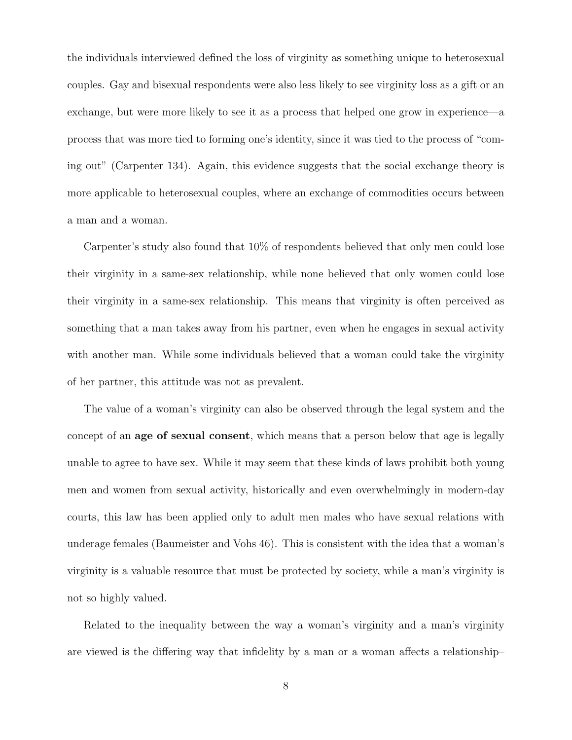the individuals interviewed defined the loss of virginity as something unique to heterosexual couples. Gay and bisexual respondents were also less likely to see virginity loss as a gift or an exchange, but were more likely to see it as a process that helped one grow in experience—a process that was more tied to forming one's identity, since it was tied to the process of "coming out" (Carpenter 134). Again, this evidence suggests that the social exchange theory is more applicable to heterosexual couples, where an exchange of commodities occurs between a man and a woman.

Carpenter's study also found that 10% of respondents believed that only men could lose their virginity in a same-sex relationship, while none believed that only women could lose their virginity in a same-sex relationship. This means that virginity is often perceived as something that a man takes away from his partner, even when he engages in sexual activity with another man. While some individuals believed that a woman could take the virginity of her partner, this attitude was not as prevalent.

The value of a woman's virginity can also be observed through the legal system and the concept of an **age of sexual consent**, which means that a person below that age is legally unable to agree to have sex. While it may seem that these kinds of laws prohibit both young men and women from sexual activity, historically and even overwhelmingly in modern-day courts, this law has been applied only to adult men males who have sexual relations with underage females (Baumeister and Vohs 46). This is consistent with the idea that a woman's virginity is a valuable resource that must be protected by society, while a man's virginity is not so highly valued.

Related to the inequality between the way a woman's virginity and a man's virginity are viewed is the differing way that infidelity by a man or a woman affects a relationship–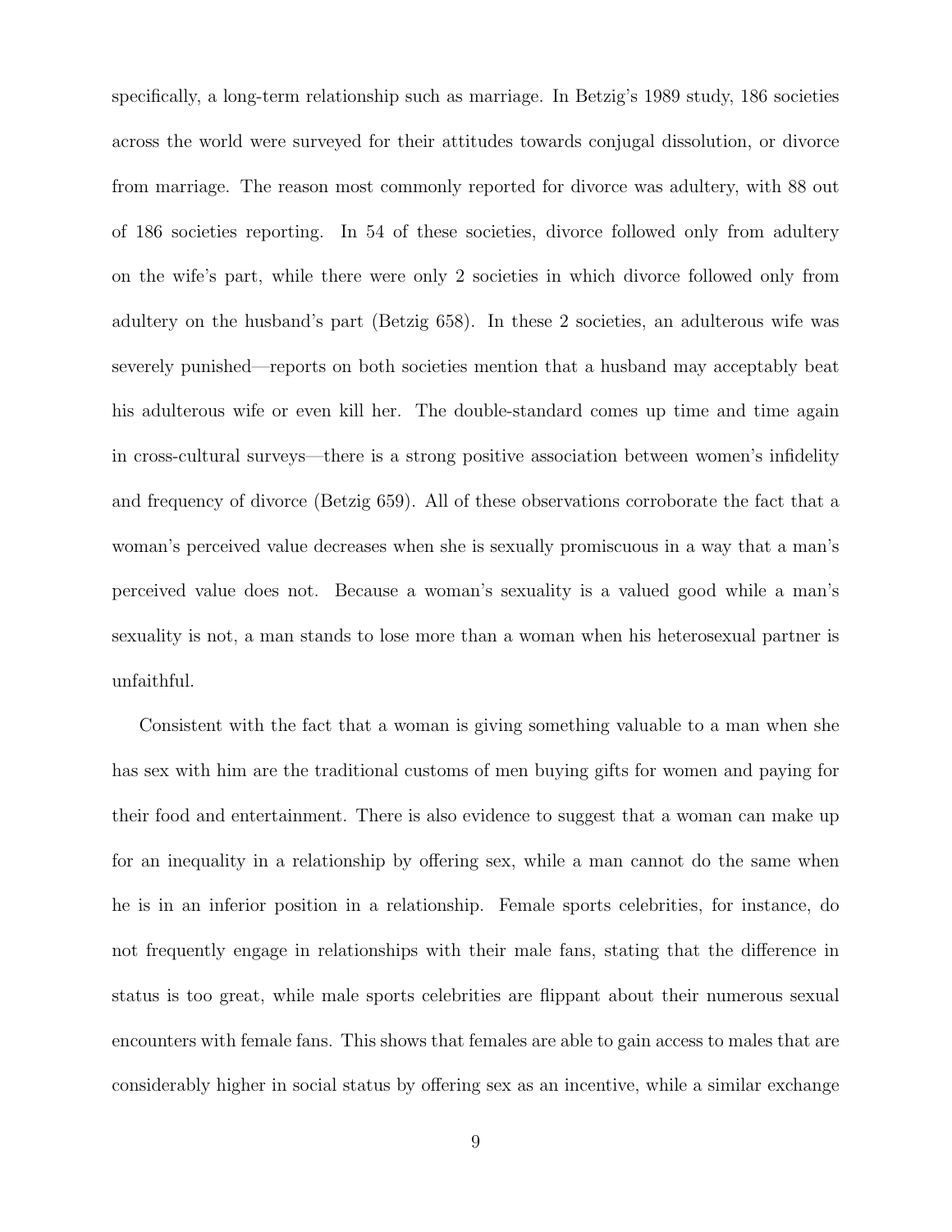specifically, a long-term relationship such as marriage. In Betzig's 1989 study, 186 societies across the world were surveyed for their attitudes towards conjugal dissolution, or divorce from marriage. The reason most commonly reported for divorce was adultery, with 88 out of 186 societies reporting. In 54 of these societies, divorce followed only from adultery on the wife's part, while there were only 2 societies in which divorce followed only from adultery on the husband's part (Betzig 658). In these 2 societies, an adulterous wife was severely punished—reports on both societies mention that a husband may acceptably beat his adulterous wife or even kill her. The double-standard comes up time and time again in cross-cultural surveys—there is a strong positive association between women's infidelity and frequency of divorce (Betzig 659). All of these observations corroborate the fact that a woman's perceived value decreases when she is sexually promiscuous in a way that a man's perceived value does not. Because a woman's sexuality is a valued good while a man's sexuality is not, a man stands to lose more than a woman when his heterosexual partner is unfaithful.

Consistent with the fact that a woman is giving something valuable to a man when she has sex with him are the traditional customs of men buying gifts for women and paying for their food and entertainment. There is also evidence to suggest that a woman can make up for an inequality in a relationship by offering sex, while a man cannot do the same when he is in an inferior position in a relationship. Female sports celebrities, for instance, do not frequently engage in relationships with their male fans, stating that the difference in status is too great, while male sports celebrities are flippant about their numerous sexual encounters with female fans. This shows that females are able to gain access to males that are considerably higher in social status by offering sex as an incentive, while a similar exchange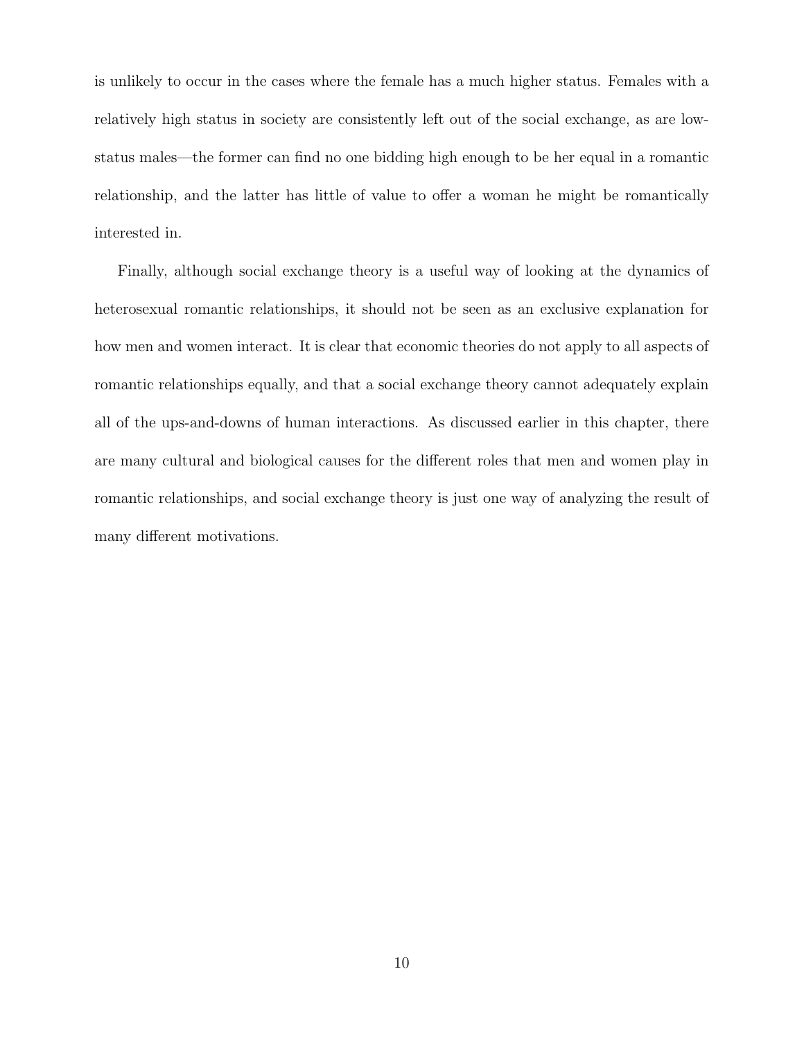is unlikely to occur in the cases where the female has a much higher status. Females with a relatively high status in society are consistently left out of the social exchange, as are low-status males—the former can find no one bidding high enough to be her equal in a romantic relationship, and the latter has little of value to offer a woman he might be romantically interested in.

Finally, although social exchange theory is a useful way of looking at the dynamics of heterosexual romantic relationships, it should not be seen as an exclusive explanation for how men and women interact. It is clear that economic theories do not apply to all aspects of romantic relationships equally, and that a social exchange theory cannot adequately explain all of the ups-and-downs of human interactions. As discussed earlier in this chapter, there are many cultural and biological causes for the different roles that men and women play in romantic relationships, and social exchange theory is just one way of analyzing the result of many different motivations.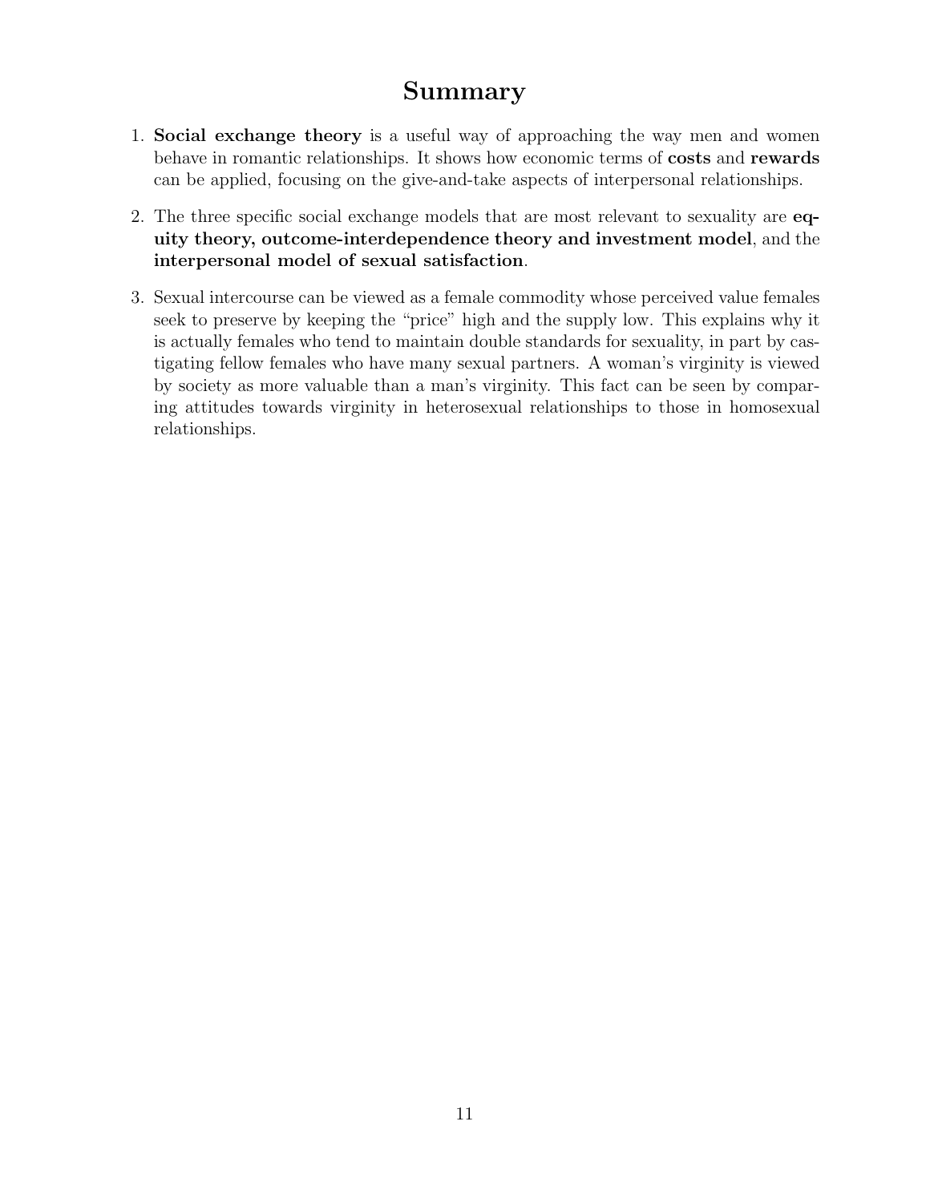# Summary

1. **Social exchange theory** is a useful way of approaching the way men and women behave in romantic relationships. It shows how economic terms of **costs** and **rewards** can be applied, focusing on the give-and-take aspects of interpersonal relationships.

2. The three specific social exchange models that are most relevant to sexuality are **equity theory, outcome-interdependence theory and investment model**, and the **interpersonal model of sexual satisfaction**.

3. Sexual intercourse can be viewed as a female commodity whose perceived value females seek to preserve by keeping the "price" high and the supply low. This explains why it is actually females who tend to maintain double standards for sexuality, in part by castigating fellow females who have many sexual partners. A woman's virginity is viewed by society as more valuable than a man's virginity. This fact can be seen by comparing attitudes towards virginity in heterosexual relationships to those in homosexual relationships.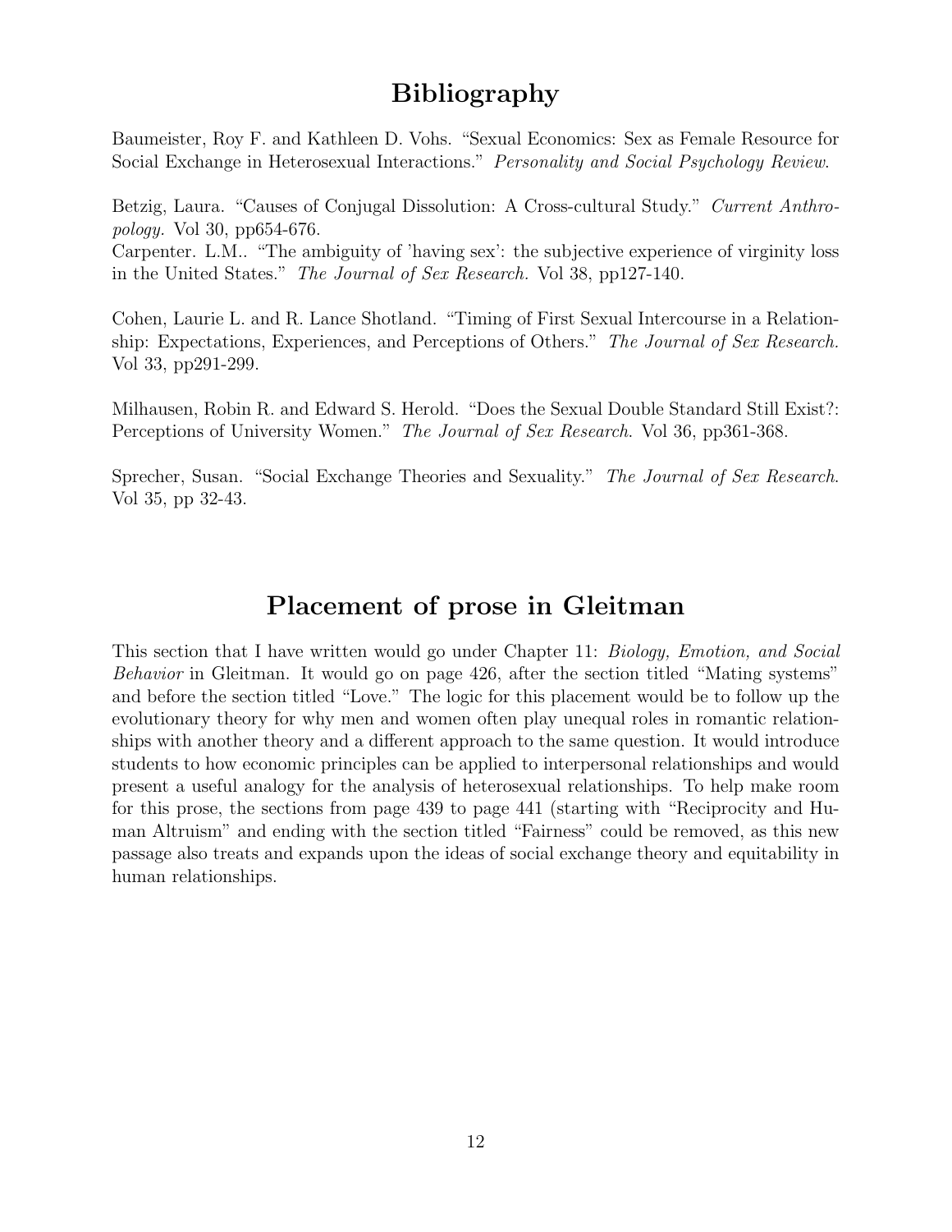# Bibliography

Baumeister, Roy F. and Kathleen D. Vohs. "Sexual Economics: Sex as Female Resource for Social Exchange in Heterosexual Interactions." *Personality and Social Psychology Review.*

Betzig, Laura. "Causes of Conjugal Dissolution: A Cross-cultural Study." *Current Anthropology.* Vol 30, pp654-676.
Carpenter. L.M.. "The ambiguity of 'having sex': the subjective experience of virginity loss in the United States." *The Journal of Sex Research.* Vol 38, pp127-140.

Cohen, Laurie L. and R. Lance Shotland. "Timing of First Sexual Intercourse in a Relationship: Expectations, Experiences, and Perceptions of Others." *The Journal of Sex Research.* Vol 33, pp291-299.

Milhausen, Robin R. and Edward S. Herold. "Does the Sexual Double Standard Still Exist?: Perceptions of University Women." *The Journal of Sex Research.* Vol 36, pp361-368.

Sprecher, Susan. "Social Exchange Theories and Sexuality." *The Journal of Sex Research.* Vol 35, pp 32-43.

# Placement of prose in Gleitman

This section that I have written would go under Chapter 11: *Biology, Emotion, and Social Behavior* in Gleitman. It would go on page 426, after the section titled "Mating systems" and before the section titled "Love." The logic for this placement would be to follow up the evolutionary theory for why men and women often play unequal roles in romantic relationships with another theory and a different approach to the same question. It would introduce students to how economic principles can be applied to interpersonal relationships and would present a useful analogy for the analysis of heterosexual relationships. To help make room for this prose, the sections from page 439 to page 441 (starting with "Reciprocity and Human Altruism" and ending with the section titled "Fairness" could be removed, as this new passage also treats and expands upon the ideas of social exchange theory and equitability in human relationships.